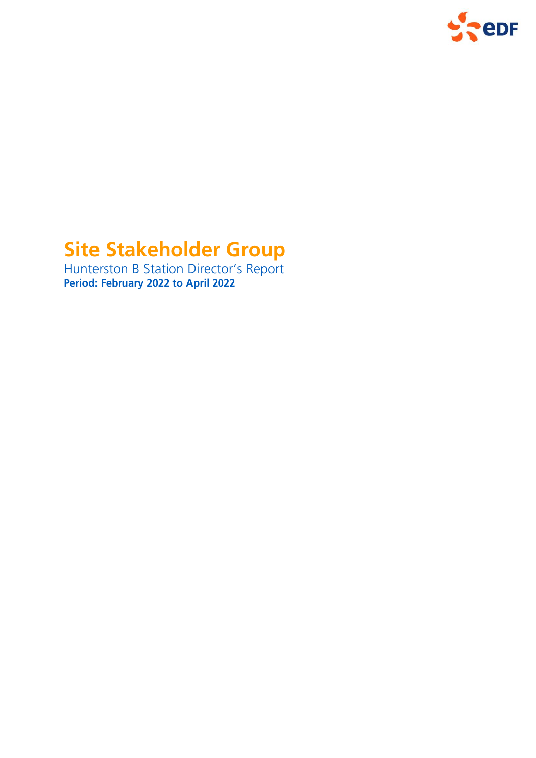# Site Stakeholder Group

Hunterston B Station Director's Report

**Period: February 2022 to April 2022**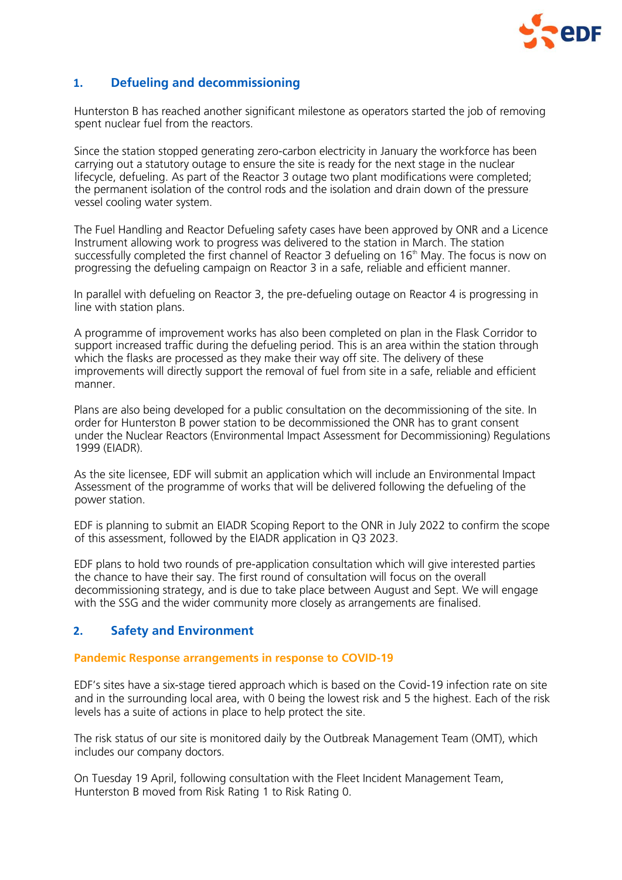## 1. Defueling and decommissioning

Hunterston B has reached another significant milestone as operators started the job of removing spent nuclear fuel from the reactors.

Since the station stopped generating zero-carbon electricity in January the workforce has been carrying out a statutory outage to ensure the site is ready for the next stage in the nuclear lifecycle, defueling. As part of the Reactor 3 outage two plant modifications were completed; the permanent isolation of the control rods and the isolation and drain down of the pressure vessel cooling water system.

The Fuel Handling and Reactor Defueling safety cases have been approved by ONR and a Licence Instrument allowing work to progress was delivered to the station in March. The station successfully completed the first channel of Reactor 3 defueling on 16th May. The focus is now on progressing the defueling campaign on Reactor 3 in a safe, reliable and efficient manner.

In parallel with defueling on Reactor 3, the pre-defueling outage on Reactor 4 is progressing in line with station plans.

A programme of improvement works has also been completed on plan in the Flask Corridor to support increased traffic during the defueling period. This is an area within the station through which the flasks are processed as they make their way off site. The delivery of these improvements will directly support the removal of fuel from site in a safe, reliable and efficient manner.

Plans are also being developed for a public consultation on the decommissioning of the site. In order for Hunterston B power station to be decommissioned the ONR has to grant consent under the Nuclear Reactors (Environmental Impact Assessment for Decommissioning) Regulations 1999 (EIADR).

As the site licensee, EDF will submit an application which will include an Environmental Impact Assessment of the programme of works that will be delivered following the defueling of the power station.

EDF is planning to submit an EIADR Scoping Report to the ONR in July 2022 to confirm the scope of this assessment, followed by the EIADR application in Q3 2023.

EDF plans to hold two rounds of pre-application consultation which will give interested parties the chance to have their say. The first round of consultation will focus on the overall decommissioning strategy, and is due to take place between August and Sept. We will engage with the SSG and the wider community more closely as arrangements are finalised.

## 2. Safety and Environment

### Pandemic Response arrangements in response to COVID-19

EDF's sites have a six-stage tiered approach which is based on the Covid-19 infection rate on site and in the surrounding local area, with 0 being the lowest risk and 5 the highest. Each of the risk levels has a suite of actions in place to help protect the site.

The risk status of our site is monitored daily by the Outbreak Management Team (OMT), which includes our company doctors.

On Tuesday 19 April, following consultation with the Fleet Incident Management Team, Hunterston B moved from Risk Rating 1 to Risk Rating 0.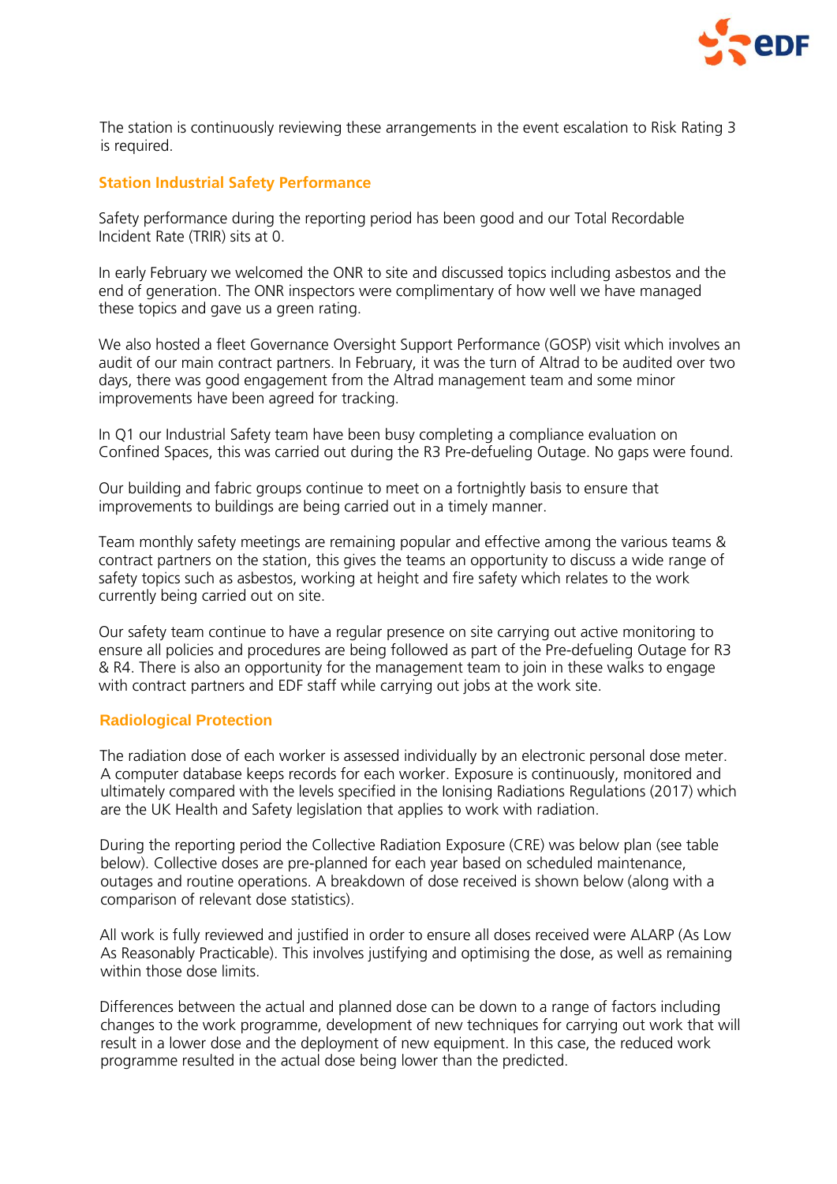The station is continuously reviewing these arrangements in the event escalation to Risk Rating 3 is required.

## Station Industrial Safety Performance

Safety performance during the reporting period has been good and our Total Recordable Incident Rate (TRIR) sits at 0.

In early February we welcomed the ONR to site and discussed topics including asbestos and the end of generation. The ONR inspectors were complimentary of how well we have managed these topics and gave us a green rating.

We also hosted a fleet Governance Oversight Support Performance (GOSP) visit which involves an audit of our main contract partners. In February, it was the turn of Altrad to be audited over two days, there was good engagement from the Altrad management team and some minor improvements have been agreed for tracking.

In Q1 our Industrial Safety team have been busy completing a compliance evaluation on Confined Spaces, this was carried out during the R3 Pre-defueling Outage. No gaps were found.

Our building and fabric groups continue to meet on a fortnightly basis to ensure that improvements to buildings are being carried out in a timely manner.

Team monthly safety meetings are remaining popular and effective among the various teams & contract partners on the station, this gives the teams an opportunity to discuss a wide range of safety topics such as asbestos, working at height and fire safety which relates to the work currently being carried out on site.

Our safety team continue to have a regular presence on site carrying out active monitoring to ensure all policies and procedures are being followed as part of the Pre-defueling Outage for R3 & R4. There is also an opportunity for the management team to join in these walks to engage with contract partners and EDF staff while carrying out jobs at the work site.

## Radiological Protection

The radiation dose of each worker is assessed individually by an electronic personal dose meter. A computer database keeps records for each worker. Exposure is continuously, monitored and ultimately compared with the levels specified in the Ionising Radiations Regulations (2017) which are the UK Health and Safety legislation that applies to work with radiation.

During the reporting period the Collective Radiation Exposure (CRE) was below plan (see table below). Collective doses are pre-planned for each year based on scheduled maintenance, outages and routine operations. A breakdown of dose received is shown below (along with a comparison of relevant dose statistics).

All work is fully reviewed and justified in order to ensure all doses received were ALARP (As Low As Reasonably Practicable). This involves justifying and optimising the dose, as well as remaining within those dose limits.

Differences between the actual and planned dose can be down to a range of factors including changes to the work programme, development of new techniques for carrying out work that will result in a lower dose and the deployment of new equipment. In this case, the reduced work programme resulted in the actual dose being lower than the predicted.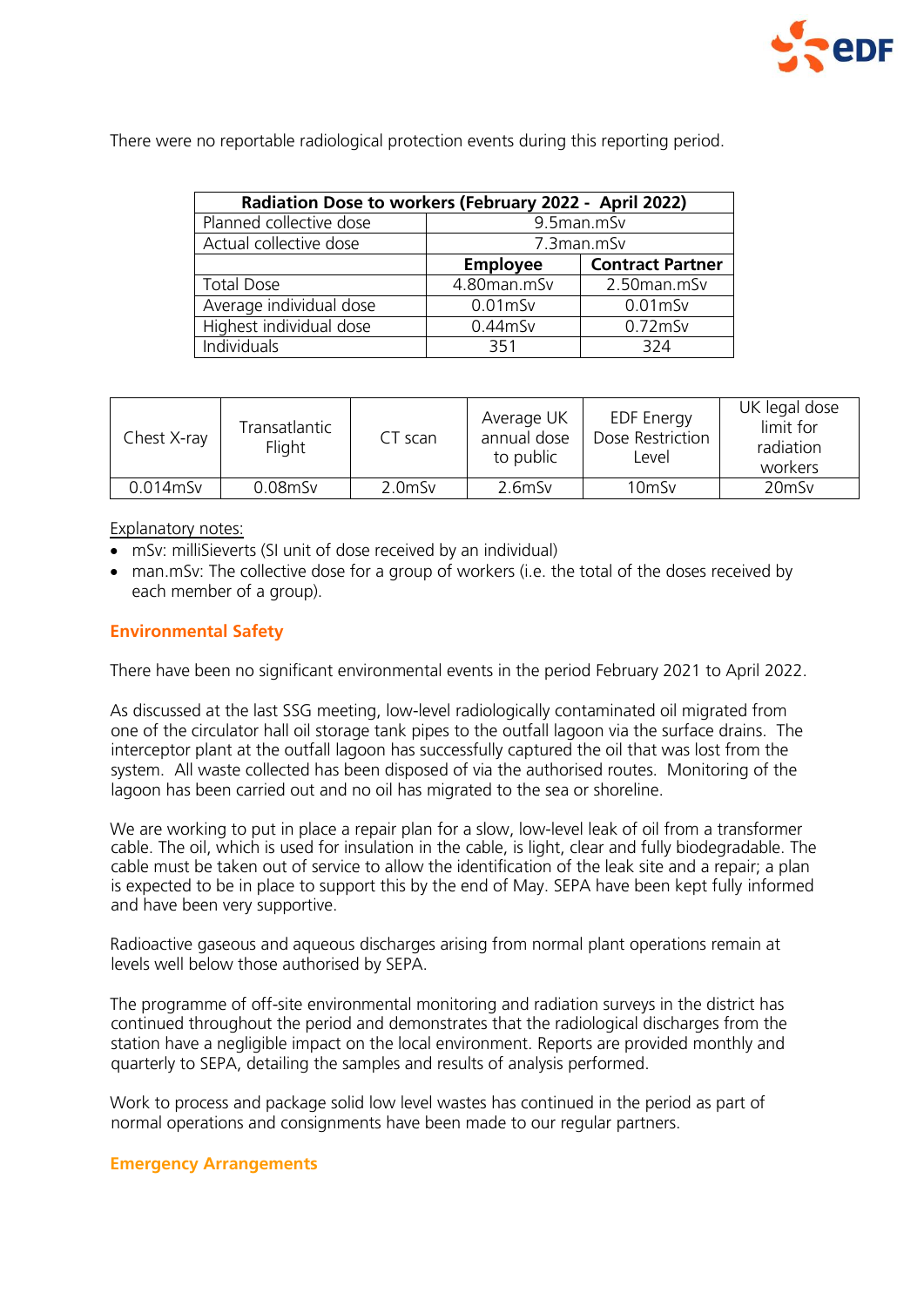There were no reportable radiological protection events during this reporting period.

| Radiation Dose to workers (February 2022 - April 2022) | | |
|---|---|---|
| Planned collective dose | 9.5man.mSv | |
| Actual collective dose | 7.3man.mSv | |
| | **Employee** | **Contract Partner** |
| Total Dose | 4.80man.mSv | 2.50man.mSv |
| Average individual dose | 0.01mSv | 0.01mSv |
| Highest individual dose | 0.44mSv | 0.72mSv |
| Individuals | 351 | 324 |

| Chest X-ray | Transatlantic Flight | CT scan | Average UK annual dose to public | EDF Energy Dose Restriction Level | UK legal dose limit for radiation workers |
|---|---|---|---|---|---|
| 0.014mSv | 0.08mSv | 2.0mSv | 2.6mSv | 10mSv | 20mSv |

Explanatory notes:

- mSv: milliSieverts (SI unit of dose received by an individual)
- man.mSv: The collective dose for a group of workers (i.e. the total of the doses received by each member of a group).

## Environmental Safety

There have been no significant environmental events in the period February 2021 to April 2022.

As discussed at the last SSG meeting, low-level radiologically contaminated oil migrated from one of the circulator hall oil storage tank pipes to the outfall lagoon via the surface drains. The interceptor plant at the outfall lagoon has successfully captured the oil that was lost from the system. All waste collected has been disposed of via the authorised routes. Monitoring of the lagoon has been carried out and no oil has migrated to the sea or shoreline.

We are working to put in place a repair plan for a slow, low-level leak of oil from a transformer cable. The oil, which is used for insulation in the cable, is light, clear and fully biodegradable. The cable must be taken out of service to allow the identification of the leak site and a repair; a plan is expected to be in place to support this by the end of May. SEPA have been kept fully informed and have been very supportive.

Radioactive gaseous and aqueous discharges arising from normal plant operations remain at levels well below those authorised by SEPA.

The programme of off-site environmental monitoring and radiation surveys in the district has continued throughout the period and demonstrates that the radiological discharges from the station have a negligible impact on the local environment. Reports are provided monthly and quarterly to SEPA, detailing the samples and results of analysis performed.

Work to process and package solid low level wastes has continued in the period as part of normal operations and consignments have been made to our regular partners.

## Emergency Arrangements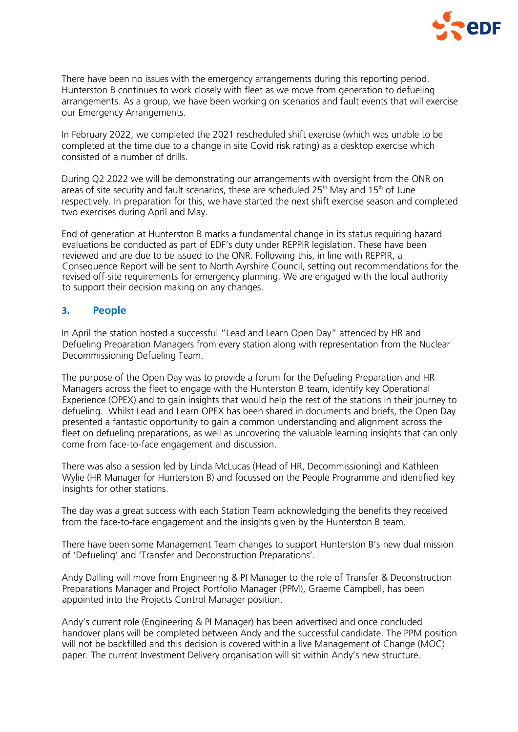There have been no issues with the emergency arrangements during this reporting period. Hunterston B continues to work closely with fleet as we move from generation to defueling arrangements. As a group, we have been working on scenarios and fault events that will exercise our Emergency Arrangements.

In February 2022, we completed the 2021 rescheduled shift exercise (which was unable to be completed at the time due to a change in site Covid risk rating) as a desktop exercise which consisted of a number of drills.

During Q2 2022 we will be demonstrating our arrangements with oversight from the ONR on areas of site security and fault scenarios, these are scheduled 25th May and 15th of June respectively. In preparation for this, we have started the next shift exercise season and completed two exercises during April and May.

End of generation at Hunterston B marks a fundamental change in its status requiring hazard evaluations be conducted as part of EDF's duty under REPPIR legislation. These have been reviewed and are due to be issued to the ONR. Following this, in line with REPPIR, a Consequence Report will be sent to North Ayrshire Council, setting out recommendations for the revised off-site requirements for emergency planning. We are engaged with the local authority to support their decision making on any changes.

## 3. People

In April the station hosted a successful "Lead and Learn Open Day" attended by HR and Defueling Preparation Managers from every station along with representation from the Nuclear Decommissioning Defueling Team.

The purpose of the Open Day was to provide a forum for the Defueling Preparation and HR Managers across the fleet to engage with the Hunterston B team, identify key Operational Experience (OPEX) and to gain insights that would help the rest of the stations in their journey to defueling. Whilst Lead and Learn OPEX has been shared in documents and briefs, the Open Day presented a fantastic opportunity to gain a common understanding and alignment across the fleet on defueling preparations, as well as uncovering the valuable learning insights that can only come from face-to-face engagement and discussion.

There was also a session led by Linda McLucas (Head of HR, Decommissioning) and Kathleen Wylie (HR Manager for Hunterston B) and focussed on the People Programme and identified key insights for other stations.

The day was a great success with each Station Team acknowledging the benefits they received from the face-to-face engagement and the insights given by the Hunterston B team.

There have been some Management Team changes to support Hunterston B's new dual mission of 'Defueling' and 'Transfer and Deconstruction Preparations'.

Andy Dalling will move from Engineering & PI Manager to the role of Transfer & Deconstruction Preparations Manager and Project Portfolio Manager (PPM), Graeme Campbell, has been appointed into the Projects Control Manager position.

Andy's current role (Engineering & PI Manager) has been advertised and once concluded handover plans will be completed between Andy and the successful candidate. The PPM position will not be backfilled and this decision is covered within a live Management of Change (MOC) paper. The current Investment Delivery organisation will sit within Andy's new structure.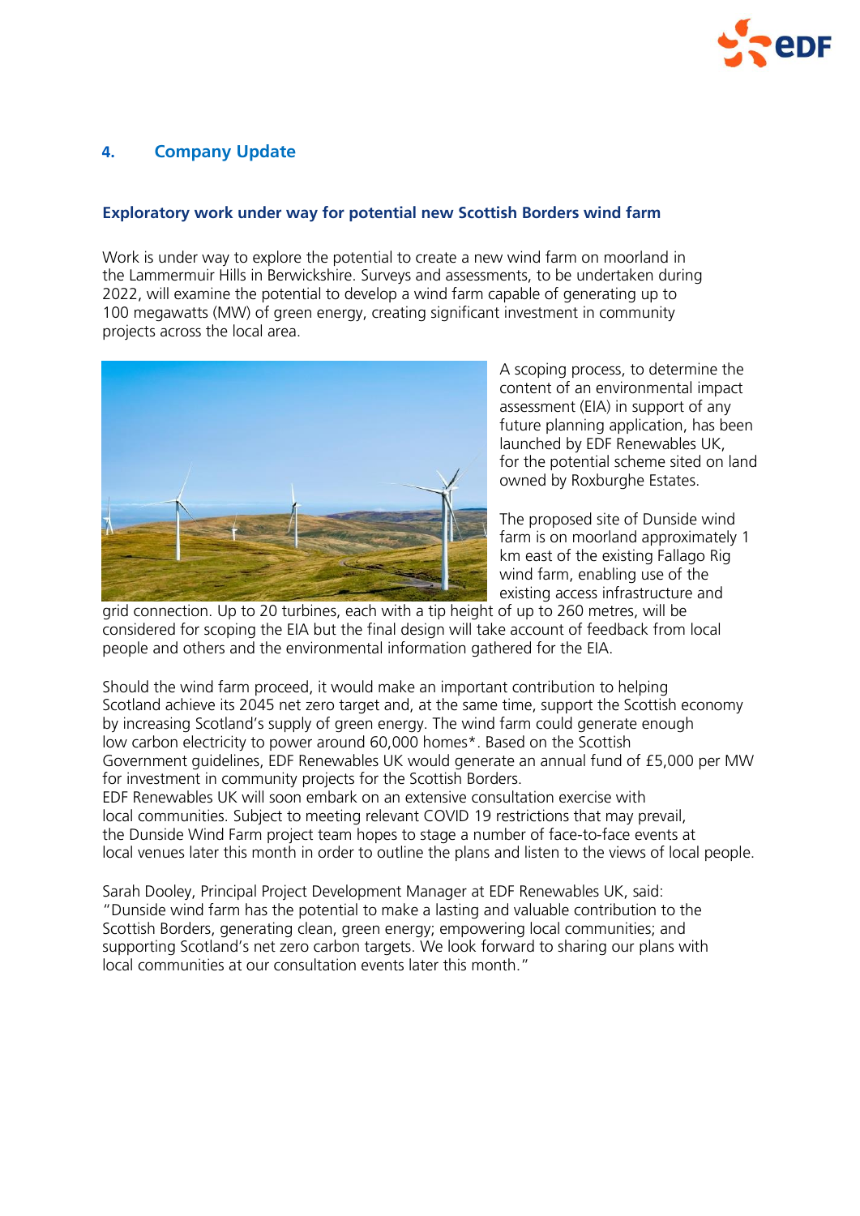## 4. Company Update

### Exploratory work under way for potential new Scottish Borders wind farm

Work is under way to explore the potential to create a new wind farm on moorland in the Lammermuir Hills in Berwickshire. Surveys and assessments, to be undertaken during 2022, will examine the potential to develop a wind farm capable of generating up to 100 megawatts (MW) of green energy, creating significant investment in community projects across the local area.

A scoping process, to determine the content of an environmental impact assessment (EIA) in support of any future planning application, has been launched by EDF Renewables UK, for the potential scheme sited on land owned by Roxburghe Estates.

The proposed site of Dunside wind farm is on moorland approximately 1 km east of the existing Fallago Rig wind farm, enabling use of the existing access infrastructure and grid connection. Up to 20 turbines, each with a tip height of up to 260 metres, will be considered for scoping the EIA but the final design will take account of feedback from local people and others and the environmental information gathered for the EIA.

Should the wind farm proceed, it would make an important contribution to helping Scotland achieve its 2045 net zero target and, at the same time, support the Scottish economy by increasing Scotland's supply of green energy. The wind farm could generate enough low carbon electricity to power around 60,000 homes*. Based on the Scottish Government guidelines, EDF Renewables UK would generate an annual fund of £5,000 per MW for investment in community projects for the Scottish Borders.
EDF Renewables UK will soon embark on an extensive consultation exercise with local communities. Subject to meeting relevant COVID 19 restrictions that may prevail, the Dunside Wind Farm project team hopes to stage a number of face-to-face events at local venues later this month in order to outline the plans and listen to the views of local people.

Sarah Dooley, Principal Project Development Manager at EDF Renewables UK, said: "Dunside wind farm has the potential to make a lasting and valuable contribution to the Scottish Borders, generating clean, green energy; empowering local communities; and supporting Scotland's net zero carbon targets. We look forward to sharing our plans with local communities at our consultation events later this month."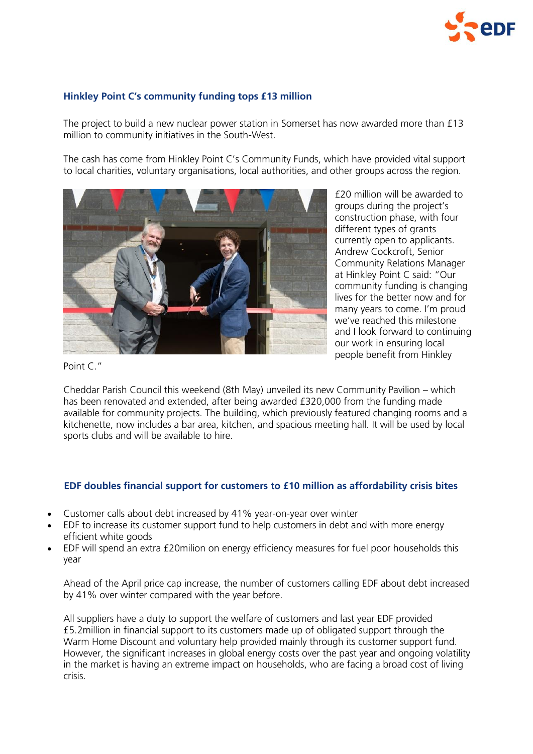## Hinkley Point C's community funding tops £13 million

The project to build a new nuclear power station in Somerset has now awarded more than £13 million to community initiatives in the South-West.

The cash has come from Hinkley Point C's Community Funds, which have provided vital support to local charities, voluntary organisations, local authorities, and other groups across the region.

£20 million will be awarded to groups during the project's construction phase, with four different types of grants currently open to applicants. Andrew Cockcroft, Senior Community Relations Manager at Hinkley Point C said: "Our community funding is changing lives for the better now and for many years to come. I'm proud we've reached this milestone and I look forward to continuing our work in ensuring local people benefit from Hinkley Point C."

Cheddar Parish Council this weekend (8th May) unveiled its new Community Pavilion – which has been renovated and extended, after being awarded £320,000 from the funding made available for community projects. The building, which previously featured changing rooms and a kitchenette, now includes a bar area, kitchen, and spacious meeting hall. It will be used by local sports clubs and will be available to hire.

## EDF doubles financial support for customers to £10 million as affordability crisis bites

- Customer calls about debt increased by 41% year-on-year over winter
- EDF to increase its customer support fund to help customers in debt and with more energy efficient white goods
- EDF will spend an extra £20milion on energy efficiency measures for fuel poor households this year

Ahead of the April price cap increase, the number of customers calling EDF about debt increased by 41% over winter compared with the year before.

All suppliers have a duty to support the welfare of customers and last year EDF provided £5.2million in financial support to its customers made up of obligated support through the Warm Home Discount and voluntary help provided mainly through its customer support fund. However, the significant increases in global energy costs over the past year and ongoing volatility in the market is having an extreme impact on households, who are facing a broad cost of living crisis.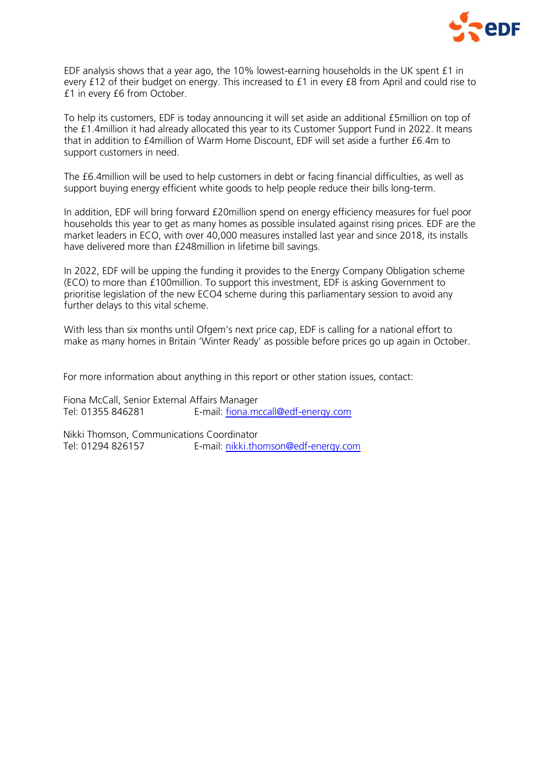EDF analysis shows that a year ago, the 10% lowest-earning households in the UK spent £1 in every £12 of their budget on energy. This increased to £1 in every £8 from April and could rise to £1 in every £6 from October.

To help its customers, EDF is today announcing it will set aside an additional £5million on top of the £1.4million it had already allocated this year to its Customer Support Fund in 2022. It means that in addition to £4million of Warm Home Discount, EDF will set aside a further £6.4m to support customers in need.

The £6.4million will be used to help customers in debt or facing financial difficulties, as well as support buying energy efficient white goods to help people reduce their bills long-term.

In addition, EDF will bring forward £20million spend on energy efficiency measures for fuel poor households this year to get as many homes as possible insulated against rising prices. EDF are the market leaders in ECO, with over 40,000 measures installed last year and since 2018, its installs have delivered more than £248million in lifetime bill savings.

In 2022, EDF will be upping the funding it provides to the Energy Company Obligation scheme (ECO) to more than £100million. To support this investment, EDF is asking Government to prioritise legislation of the new ECO4 scheme during this parliamentary session to avoid any further delays to this vital scheme.

With less than six months until Ofgem's next price cap, EDF is calling for a national effort to make as many homes in Britain 'Winter Ready' as possible before prices go up again in October.

For more information about anything in this report or other station issues, contact:

Fiona McCall, Senior External Affairs Manager
Tel: 01355 846281 E-mail: fiona.mccall@edf-energy.com

Nikki Thomson, Communications Coordinator
Tel: 01294 826157 E-mail: nikki.thomson@edf-energy.com